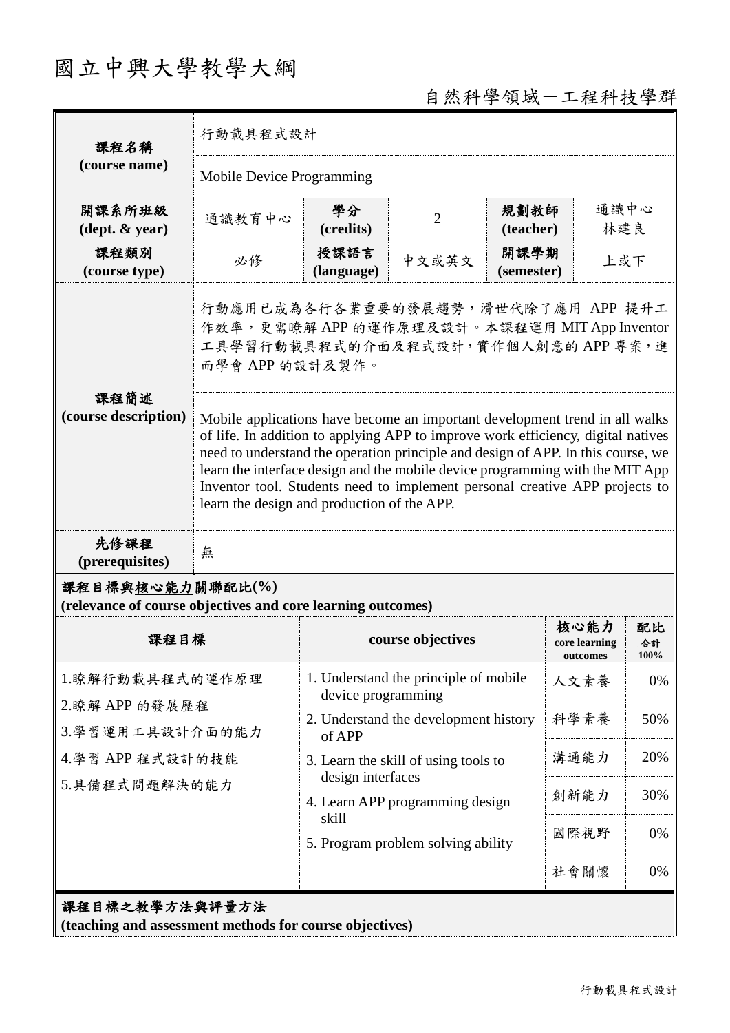# 國立中興大學教學大綱

自然科學領域－工程科技學群

| 課程名稱 (course name) | 行動載具程式設計 | | | | |
|---|---|---|---|---|---|
| | Mobile Device Programming | | | | |
| 開課系所班級 (dept. & year) | 通識教育中心 | 學分 (credits) | 2 | 規劃教師 (teacher) | 通識中心 林建良 |
| 課程類別 (course type) | 必修 | 授課語言 (language) | 中文或英文 | 開課學期 (semester) | 上或下 |
| 課程簡述 (course description) | 行動應用已成為各行各業重要的發展趨勢，滑世代除了應用 APP 提升工作效率，更需瞭解 APP 的運作原理及設計。本課程運用 MIT App Inventor 工具學習行動載具程式的介面及程式設計，實作個人創意的 APP 專案，進而學會 APP 的設計及製作。 | | | | |
| | Mobile applications have become an important development trend in all walks of life. In addition to applying APP to improve work efficiency, digital natives need to understand the operation principle and design of APP. In this course, we learn the interface design and the mobile device programming with the MIT App Inventor tool. Students need to implement personal creative APP projects to learn the design and production of the APP. | | | | |
| 先修課程 (prerequisites) | 無 | | | | |

**課程目標與核心能力關聯配比(%)**
**(relevance of course objectives and core learning outcomes)**

| 課程目標 | course objectives | 核心能力 core learning outcomes | 配比 合計 100% |
|---|---|---|---|
| 1.瞭解行動載具程式的運作原理<br>2.瞭解 APP 的發展歷程<br>3.學習運用工具設計介面的能力<br>4.學習 APP 程式設計的技能<br>5.具備程式問題解決的能力 | 1. Understand the principle of mobile device programming<br>2. Understand the development history of APP<br>3. Learn the skill of using tools to design interfaces<br>4. Learn APP programming design skill<br>5. Program problem solving ability | 人文素養 | 0% |
| | | 科學素養 | 50% |
| | | 溝通能力 | 20% |
| | | 創新能力 | 30% |
| | | 國際視野 | 0% |
| | | 社會關懷 | 0% |

**課程目標之教學方法與評量方法**
**(teaching and assessment methods for course objectives)**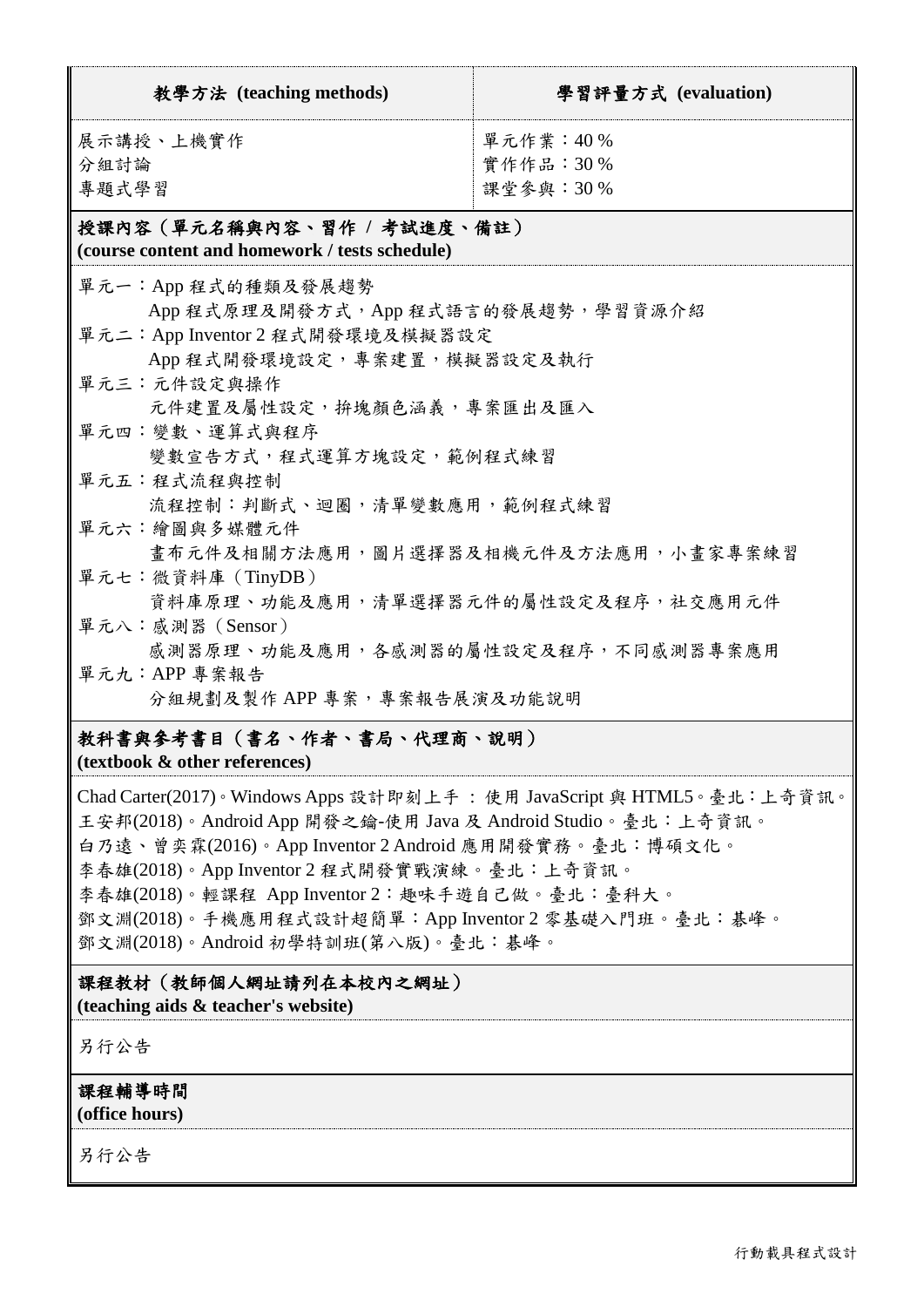| 教學方法 (teaching methods) | 學習評量方式 (evaluation) |
| --- | --- |
| 展示講授、上機實作<br>分組討論<br>專題式學習 | 單元作業：40 %<br>實作作品：30 %<br>課堂參與：30 % |

**授課內容（單元名稱與內容、習作 / 考試進度、備註）**
**(course content and homework / tests schedule)**

單元一：App 程式的種類及發展趨勢
　　App 程式原理及開發方式，App 程式語言的發展趨勢，學習資源介紹
單元二：App Inventor 2 程式開發環境及模擬器設定
　　App 程式開發環境設定，專案建置，模擬器設定及執行
單元三：元件設定與操作
　　元件建置及屬性設定，拚塊顏色涵義，專案匯出及匯入
單元四：變數、運算式與程序
　　變數宣告方式，程式運算方塊設定，範例程式練習
單元五：程式流程與控制
　　流程控制：判斷式、迴圈，清單變數應用，範例程式練習
單元六：繪圖與多媒體元件
　　畫布元件及相關方法應用，圖片選擇器及相機元件及方法應用，小畫家專案練習
單元七：微資料庫（TinyDB）
　　資料庫原理、功能及應用，清單選擇器元件的屬性設定及程序，社交應用元件
單元八：感測器（Sensor）
　　感測器原理、功能及應用，各感測器的屬性設定及程序，不同感測器專案應用
單元九：APP 專案報告
　　分組規劃及製作 APP 專案，專案報告展演及功能說明

**教科書與參考書目（書名、作者、書局、代理商、說明）**
**(textbook & other references)**

Chad Carter(2017)。Windows Apps 設計即刻上手 ： 使用 JavaScript 與 HTML5。臺北：上奇資訊。
王安邦(2018)。Android App 開發之鑰-使用 Java 及 Android Studio。臺北：上奇資訊。
白乃遠、曾奕霖(2016)。App Inventor 2 Android 應用開發實務。臺北：博碩文化。
李春雄(2018)。App Inventor 2 程式開發實戰演練。臺北：上奇資訊。
李春雄(2018)。輕課程 App Inventor 2：趣味手遊自己做。臺北：臺科大。
鄧文淵(2018)。手機應用程式設計超簡單：App Inventor 2 零基礎入門班。臺北：碁峰。
鄧文淵(2018)。Android 初學特訓班(第八版)。臺北：碁峰。

**課程教材（教師個人網址請列在本校內之網址）**
**(teaching aids & teacher's website)**

另行公告

**課程輔導時間**
**(office hours)**

另行公告